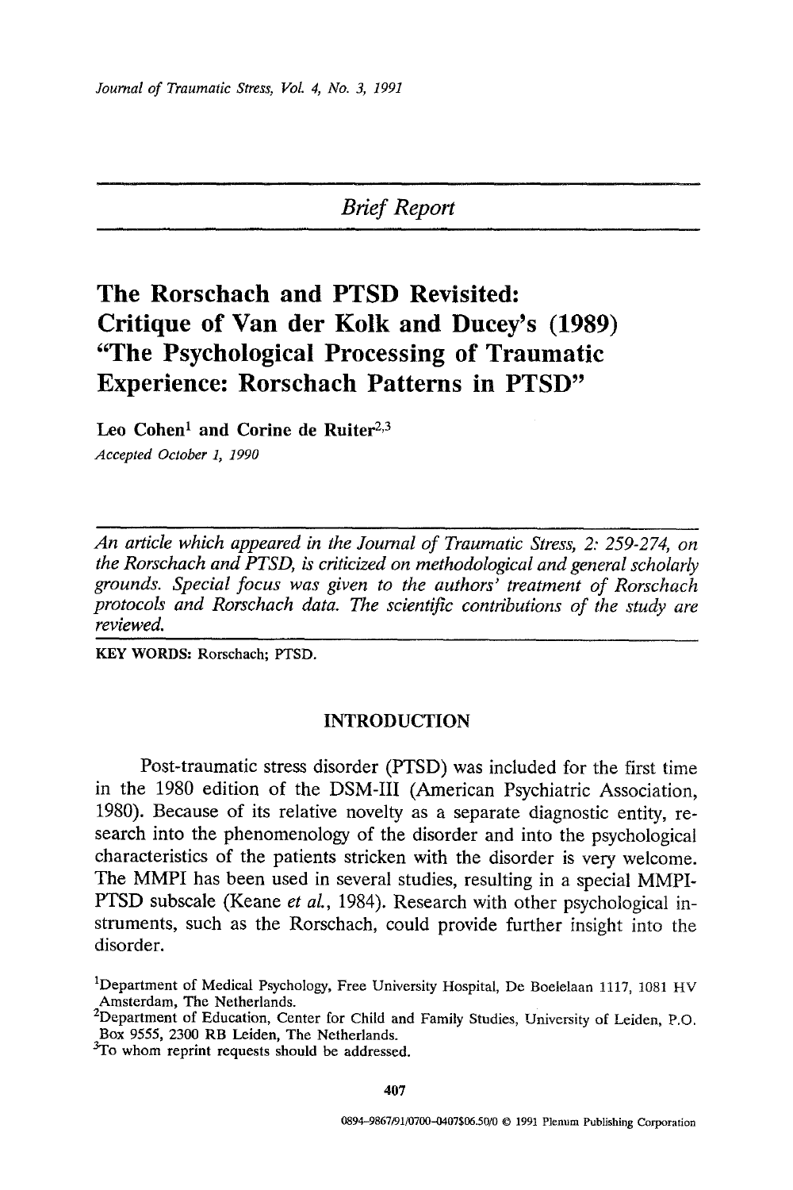Brief Report

# The Rorschach and PTSD Revisited: Critique of Van der Kolk and Ducey's (1989) "The Psychological Processing of Traumatic Experience: Rorschach Patterns in PTSD"

Leo Cohen[1] and Corine de Ruiter[2,3]

*Accepted October 1, 1990*

*An article which appeared in the Journal of Traumatic Stress, 2: 259-274, on the Rorschach and PTSD, is criticized on methodological and general scholarly grounds. Special focus was given to the authors' treatment of Rorschach protocols and Rorschach data. The scientific contributions of the study are reviewed.*

**KEY WORDS:** Rorschach; PTSD.

## INTRODUCTION

Post-traumatic stress disorder (PTSD) was included for the first time in the 1980 edition of the DSM-III (American Psychiatric Association, 1980). Because of its relative novelty as a separate diagnostic entity, research into the phenomenology of the disorder and into the psychological characteristics of the patients stricken with the disorder is very welcome. The MMPI has been used in several studies, resulting in a special MMPI-PTSD subscale (Keane *et al.*, 1984). Research with other psychological instruments, such as the Rorschach, could provide further insight into the disorder.

[1]Department of Medical Psychology, Free University Hospital, De Boelelaan 1117, 1081 HV Amsterdam, The Netherlands.

[2]Department of Education, Center for Child and Family Studies, University of Leiden, P.O. Box 9555, 2300 RB Leiden, The Netherlands.

[3]To whom reprint requests should be addressed.

0894-9867/91/0700-0407$06.50/0 © 1991 Plenum Publishing Corporation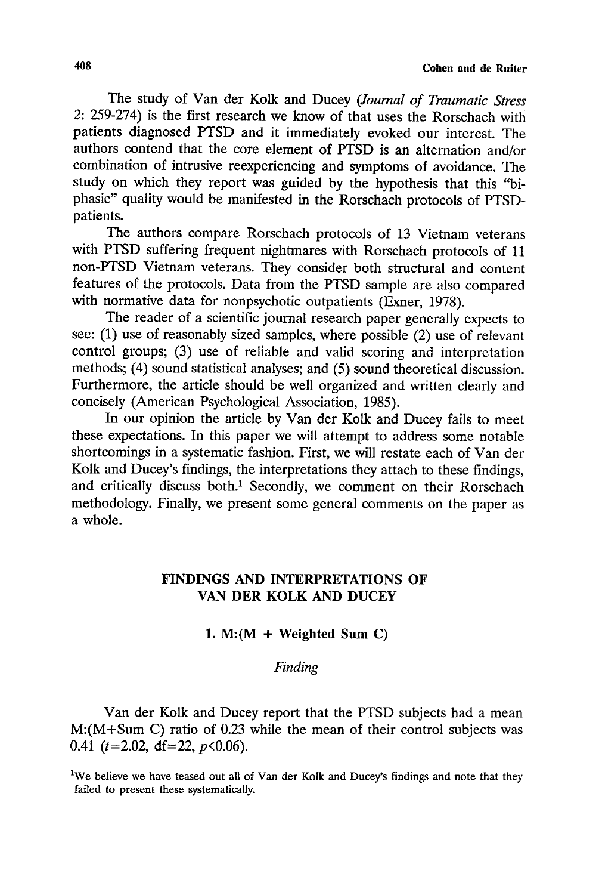The study of Van der Kolk and Ducey (*Journal of Traumatic Stress 2*: 259-274) is the first research we know of that uses the Rorschach with patients diagnosed PTSD and it immediately evoked our interest. The authors contend that the core element of PTSD is an alternation and/or combination of intrusive reexperiencing and symptoms of avoidance. The study on which they report was guided by the hypothesis that this "bi-phasic" quality would be manifested in the Rorschach protocols of PTSD-patients.

The authors compare Rorschach protocols of 13 Vietnam veterans with PTSD suffering frequent nightmares with Rorschach protocols of 11 non-PTSD Vietnam veterans. They consider both structural and content features of the protocols. Data from the PTSD sample are also compared with normative data for nonpsychotic outpatients (Exner, 1978).

The reader of a scientific journal research paper generally expects to see: (1) use of reasonably sized samples, where possible (2) use of relevant control groups; (3) use of reliable and valid scoring and interpretation methods; (4) sound statistical analyses; and (5) sound theoretical discussion. Furthermore, the article should be well organized and written clearly and concisely (American Psychological Association, 1985).

In our opinion the article by Van der Kolk and Ducey fails to meet these expectations. In this paper we will attempt to address some notable shortcomings in a systematic fashion. First, we will restate each of Van der Kolk and Ducey's findings, the interpretations they attach to these findings, and critically discuss both.[1] Secondly, we comment on their Rorschach methodology. Finally, we present some general comments on the paper as a whole.

## FINDINGS AND INTERPRETATIONS OF VAN DER KOLK AND DUCEY

### 1. M:(M + Weighted Sum C)

*Finding*

Van der Kolk and Ducey report that the PTSD subjects had a mean M:(M+Sum C) ratio of 0.23 while the mean of their control subjects was 0.41 ($t$=2.02, df=22, $p$<0.06).

[1]We believe we have teased out all of Van der Kolk and Ducey's findings and note that they failed to present these systematically.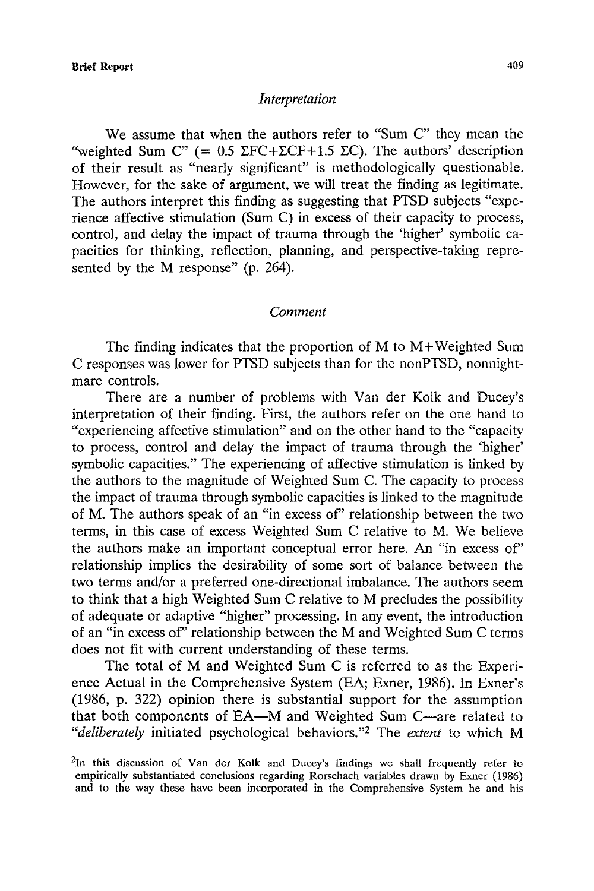### *Interpretation*

We assume that when the authors refer to "Sum C" they mean the "weighted Sum C" (= $0.5\ \Sigma FC + \Sigma CF + 1.5\ \Sigma C$). The authors' description of their result as "nearly significant" is methodologically questionable. However, for the sake of argument, we will treat the finding as legitimate. The authors interpret this finding as suggesting that PTSD subjects "experience affective stimulation (Sum C) in excess of their capacity to process, control, and delay the impact of trauma through the 'higher' symbolic capacities for thinking, reflection, planning, and perspective-taking represented by the M response" (p. 264).

### *Comment*

The finding indicates that the proportion of M to M+Weighted Sum C responses was lower for PTSD subjects than for the nonPTSD, nonnightmare controls.

There are a number of problems with Van der Kolk and Ducey's interpretation of their finding. First, the authors refer on the one hand to "experiencing affective stimulation" and on the other hand to the "capacity to process, control and delay the impact of trauma through the 'higher' symbolic capacities." The experiencing of affective stimulation is linked by the authors to the magnitude of Weighted Sum C. The capacity to process the impact of trauma through symbolic capacities is linked to the magnitude of M. The authors speak of an "in excess of" relationship between the two terms, in this case of excess Weighted Sum C relative to M. We believe the authors make an important conceptual error here. An "in excess of" relationship implies the desirability of some sort of balance between the two terms and/or a preferred one-directional imbalance. The authors seem to think that a high Weighted Sum C relative to M precludes the possibility of adequate or adaptive "higher" processing. In any event, the introduction of an "in excess of" relationship between the M and Weighted Sum C terms does not fit with current understanding of these terms.

The total of M and Weighted Sum C is referred to as the Experience Actual in the Comprehensive System (EA; Exner, 1986). In Exner's (1986, p. 322) opinion there is substantial support for the assumption that both components of EA—M and Weighted Sum C—are related to "*deliberately* initiated psychological behaviors."[2] The *extent* to which M

[2]In this discussion of Van der Kolk and Ducey's findings we shall frequently refer to empirically substantiated conclusions regarding Rorschach variables drawn by Exner (1986) and to the way these have been incorporated in the Comprehensive System he and his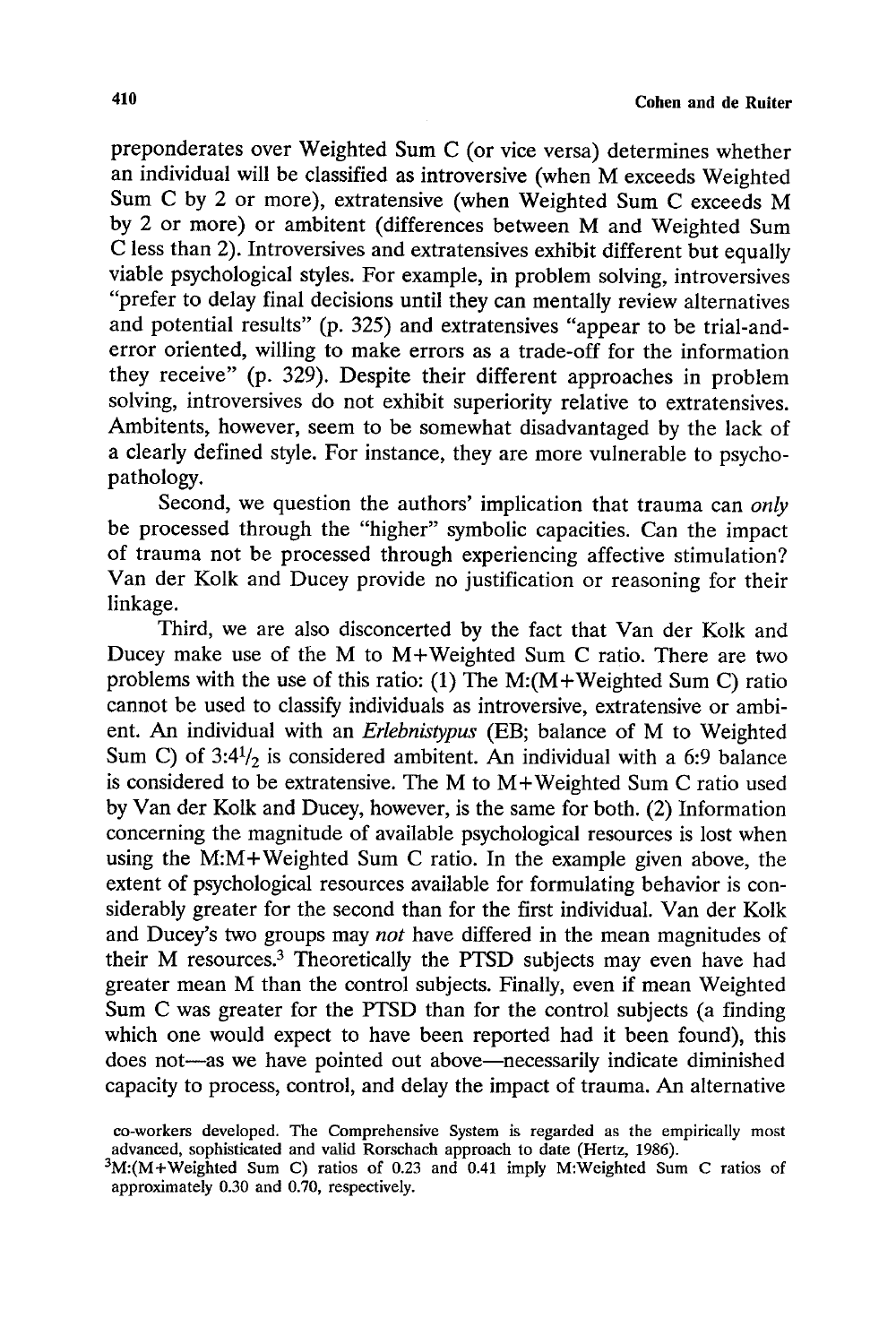preponderates over Weighted Sum C (or vice versa) determines whether an individual will be classified as introversive (when M exceeds Weighted Sum C by 2 or more), extratensive (when Weighted Sum C exceeds M by 2 or more) or ambitent (differences between M and Weighted Sum C less than 2). Introversives and extratensives exhibit different but equally viable psychological styles. For example, in problem solving, introversives "prefer to delay final decisions until they can mentally review alternatives and potential results" (p. 325) and extratensives "appear to be trial-and-error oriented, willing to make errors as a trade-off for the information they receive" (p. 329). Despite their different approaches in problem solving, introversives do not exhibit superiority relative to extratensives. Ambitents, however, seem to be somewhat disadvantaged by the lack of a clearly defined style. For instance, they are more vulnerable to psychopathology.

Second, we question the authors' implication that trauma can *only* be processed through the "higher" symbolic capacities. Can the impact of trauma not be processed through experiencing affective stimulation? Van der Kolk and Ducey provide no justification or reasoning for their linkage.

Third, we are also disconcerted by the fact that Van der Kolk and Ducey make use of the M to M+Weighted Sum C ratio. There are two problems with the use of this ratio: (1) The M:(M+Weighted Sum C) ratio cannot be used to classify individuals as introversive, extratensive or ambitent. An individual with an *Erlebnistypus* (EB; balance of M to Weighted Sum C) of $3{:}4\frac{1}{2}$ is considered ambitent. An individual with a 6:9 balance is considered to be extratensive. The M to M+Weighted Sum C ratio used by Van der Kolk and Ducey, however, is the same for both. (2) Information concerning the magnitude of available psychological resources is lost when using the M:M+Weighted Sum C ratio. In the example given above, the extent of psychological resources available for formulating behavior is considerably greater for the second than for the first individual. Van der Kolk and Ducey's two groups may *not* have differed in the mean magnitudes of their M resources.[3] Theoretically the PTSD subjects may even have had greater mean M than the control subjects. Finally, even if mean Weighted Sum C was greater for the PTSD than for the control subjects (a finding which one would expect to have been reported had it been found), this does not—as we have pointed out above—necessarily indicate diminished capacity to process, control, and delay the impact of trauma. An alternative

co-workers developed. The Comprehensive System is regarded as the empirically most advanced, sophisticated and valid Rorschach approach to date (Hertz, 1986).

[3] M:(M+Weighted Sum C) ratios of 0.23 and 0.41 imply M:Weighted Sum C ratios of approximately 0.30 and 0.70, respectively.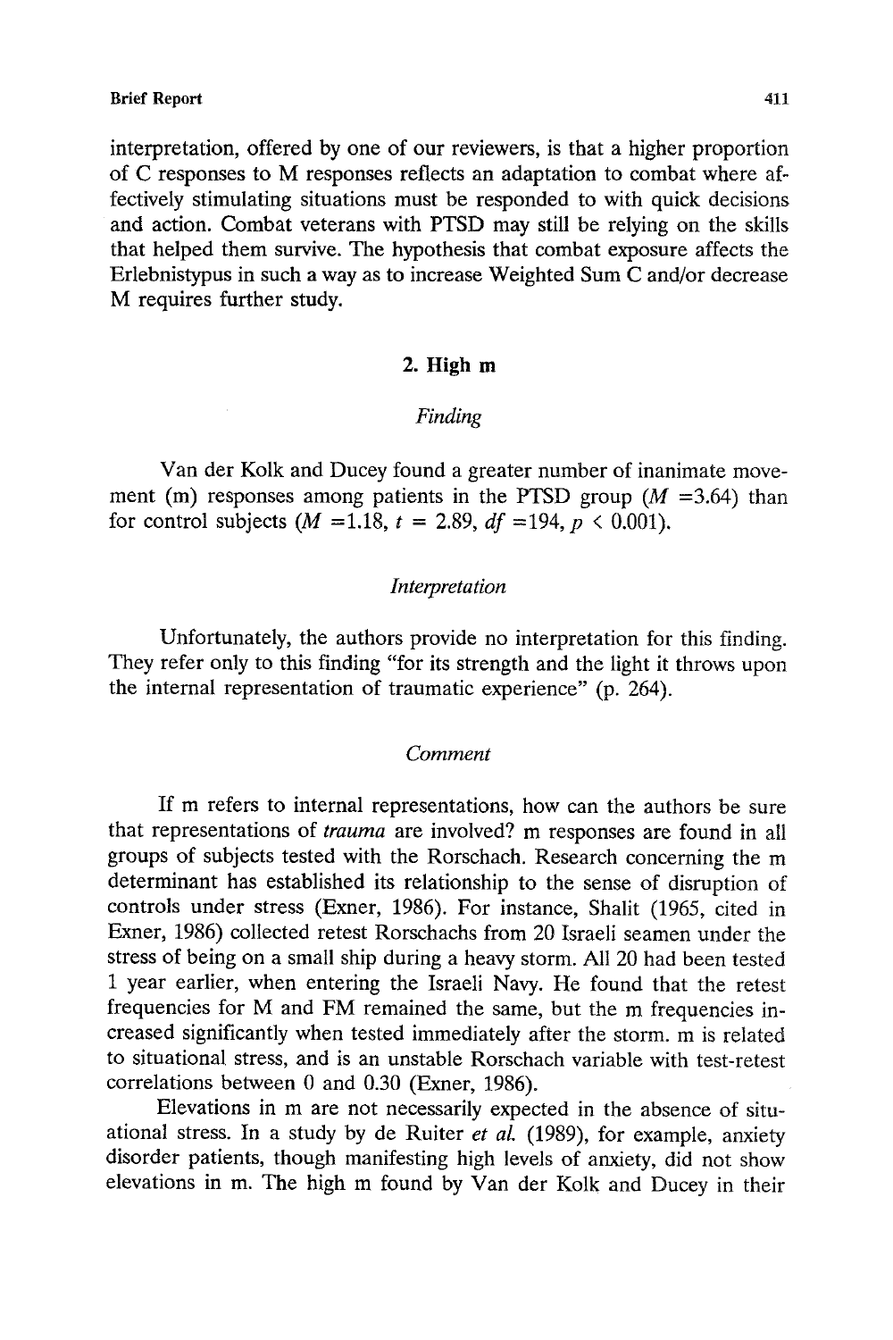interpretation, offered by one of our reviewers, is that a higher proportion of C responses to M responses reflects an adaptation to combat where affectively stimulating situations must be responded to with quick decisions and action. Combat veterans with PTSD may still be relying on the skills that helped them survive. The hypothesis that combat exposure affects the Erlebnistypus in such a way as to increase Weighted Sum C and/or decrease M requires further study.

## 2. High m

### *Finding*

Van der Kolk and Ducey found a greater number of inanimate movement (m) responses among patients in the PTSD group ($M = 3.64$) than for control subjects ($M = 1.18$, $t = 2.89$, $df = 194$, $p < 0.001$).

### *Interpretation*

Unfortunately, the authors provide no interpretation for this finding. They refer only to this finding "for its strength and the light it throws upon the internal representation of traumatic experience" (p. 264).

### *Comment*

If m refers to internal representations, how can the authors be sure that representations of *trauma* are involved? m responses are found in all groups of subjects tested with the Rorschach. Research concerning the m determinant has established its relationship to the sense of disruption of controls under stress (Exner, 1986). For instance, Shalit (1965, cited in Exner, 1986) collected retest Rorschachs from 20 Israeli seamen under the stress of being on a small ship during a heavy storm. All 20 had been tested 1 year earlier, when entering the Israeli Navy. He found that the retest frequencies for M and FM remained the same, but the m frequencies increased significantly when tested immediately after the storm. m is related to situational stress, and is an unstable Rorschach variable with test-retest correlations between 0 and 0.30 (Exner, 1986).

Elevations in m are not necessarily expected in the absence of situational stress. In a study by de Ruiter *et al.* (1989), for example, anxiety disorder patients, though manifesting high levels of anxiety, did not show elevations in m. The high m found by Van der Kolk and Ducey in their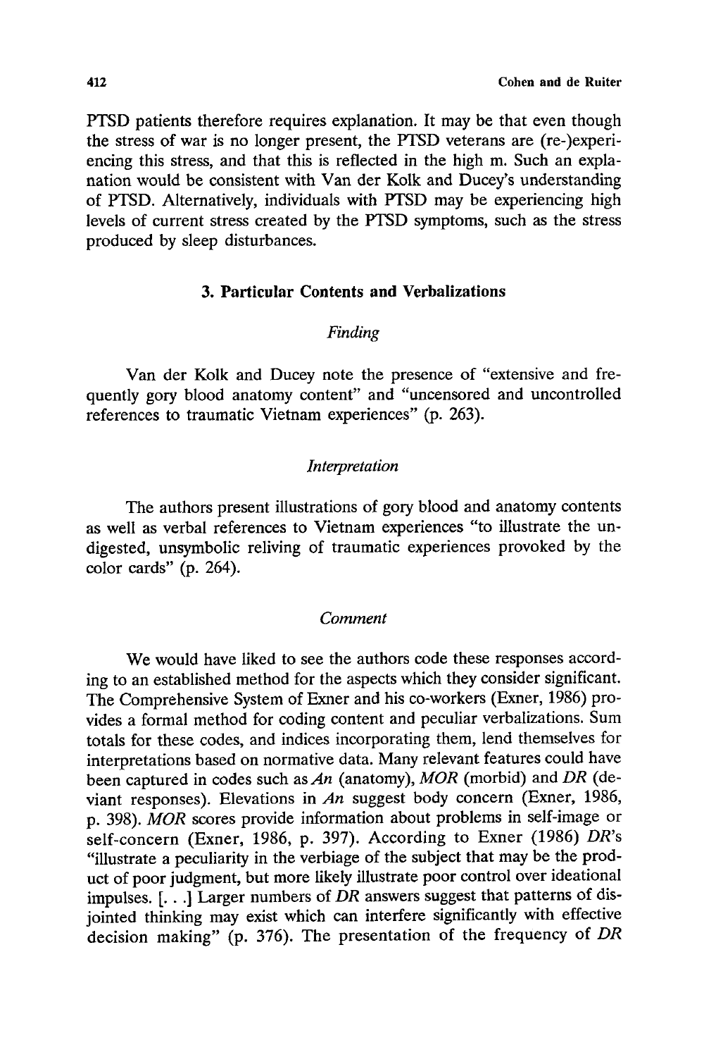PTSD patients therefore requires explanation. It may be that even though the stress of war is no longer present, the PTSD veterans are (re-)experiencing this stress, and that this is reflected in the high m. Such an explanation would be consistent with Van der Kolk and Ducey's understanding of PTSD. Alternatively, individuals with PTSD may be experiencing high levels of current stress created by the PTSD symptoms, such as the stress produced by sleep disturbances.

## 3. Particular Contents and Verbalizations

### *Finding*

Van der Kolk and Ducey note the presence of "extensive and frequently gory blood anatomy content" and "uncensored and uncontrolled references to traumatic Vietnam experiences" (p. 263).

### *Interpretation*

The authors present illustrations of gory blood and anatomy contents as well as verbal references to Vietnam experiences "to illustrate the undigested, unsymbolic reliving of traumatic experiences provoked by the color cards" (p. 264).

### *Comment*

We would have liked to see the authors code these responses according to an established method for the aspects which they consider significant. The Comprehensive System of Exner and his co-workers (Exner, 1986) provides a formal method for coding content and peculiar verbalizations. Sum totals for these codes, and indices incorporating them, lend themselves for interpretations based on normative data. Many relevant features could have been captured in codes such as *An* (anatomy), *MOR* (morbid) and *DR* (deviant responses). Elevations in *An* suggest body concern (Exner, 1986, p. 398). *MOR* scores provide information about problems in self-image or self-concern (Exner, 1986, p. 397). According to Exner (1986) *DR*'s "illustrate a peculiarity in the verbiage of the subject that may be the product of poor judgment, but more likely illustrate poor control over ideational impulses. [. . .] Larger numbers of *DR* answers suggest that patterns of disjointed thinking may exist which can interfere significantly with effective decision making" (p. 376). The presentation of the frequency of *DR*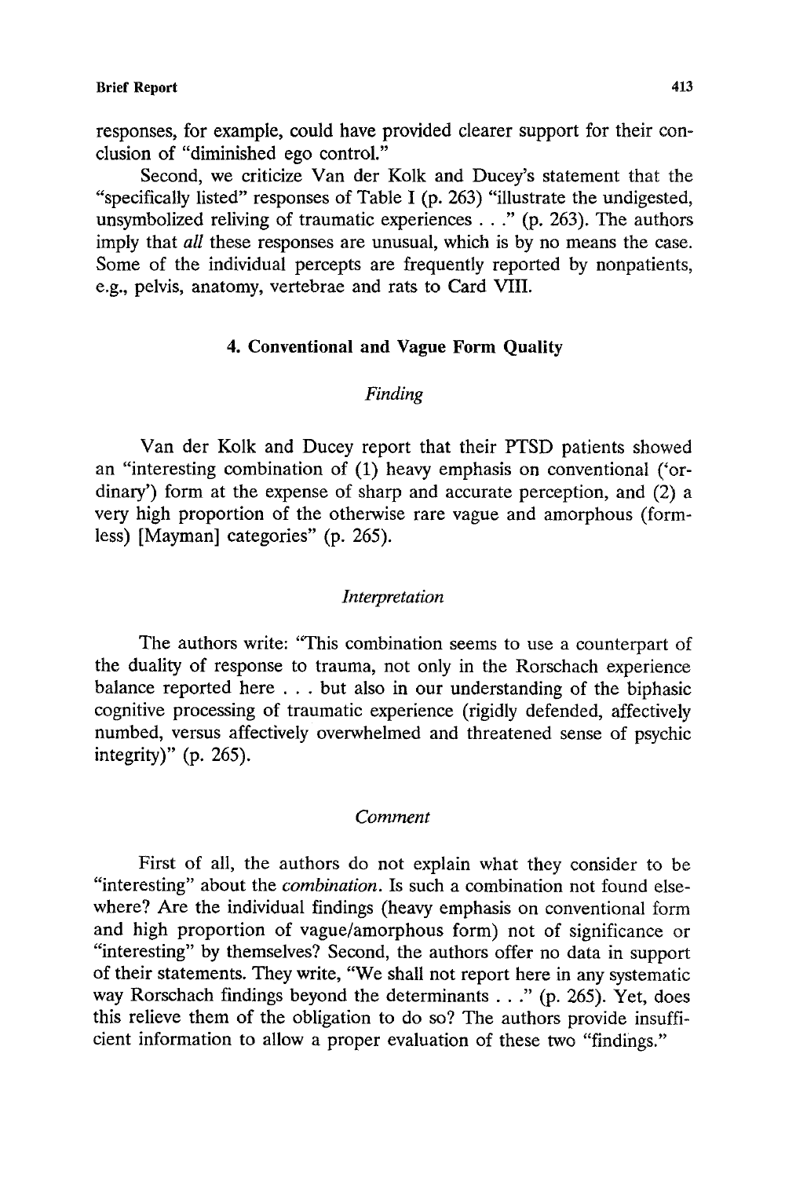responses, for example, could have provided clearer support for their conclusion of "diminished ego control."

Second, we criticize Van der Kolk and Ducey's statement that the "specifically listed" responses of Table I (p. 263) "illustrate the undigested, unsymbolized reliving of traumatic experiences . . ." (p. 263). The authors imply that *all* these responses are unusual, which is by no means the case. Some of the individual percepts are frequently reported by nonpatients, e.g., pelvis, anatomy, vertebrae and rats to Card VIII.

## 4. Conventional and Vague Form Quality

### *Finding*

Van der Kolk and Ducey report that their PTSD patients showed an "interesting combination of (1) heavy emphasis on conventional ('ordinary') form at the expense of sharp and accurate perception, and (2) a very high proportion of the otherwise rare vague and amorphous (formless) [Mayman] categories" (p. 265).

### *Interpretation*

The authors write: "This combination seems to use a counterpart of the duality of response to trauma, not only in the Rorschach experience balance reported here . . . but also in our understanding of the biphasic cognitive processing of traumatic experience (rigidly defended, affectively numbed, versus affectively overwhelmed and threatened sense of psychic integrity)" (p. 265).

### *Comment*

First of all, the authors do not explain what they consider to be "interesting" about the *combination*. Is such a combination not found elsewhere? Are the individual findings (heavy emphasis on conventional form and high proportion of vague/amorphous form) not of significance or "interesting" by themselves? Second, the authors offer no data in support of their statements. They write, "We shall not report here in any systematic way Rorschach findings beyond the determinants . . ." (p. 265). Yet, does this relieve them of the obligation to do so? The authors provide insufficient information to allow a proper evaluation of these two "findings."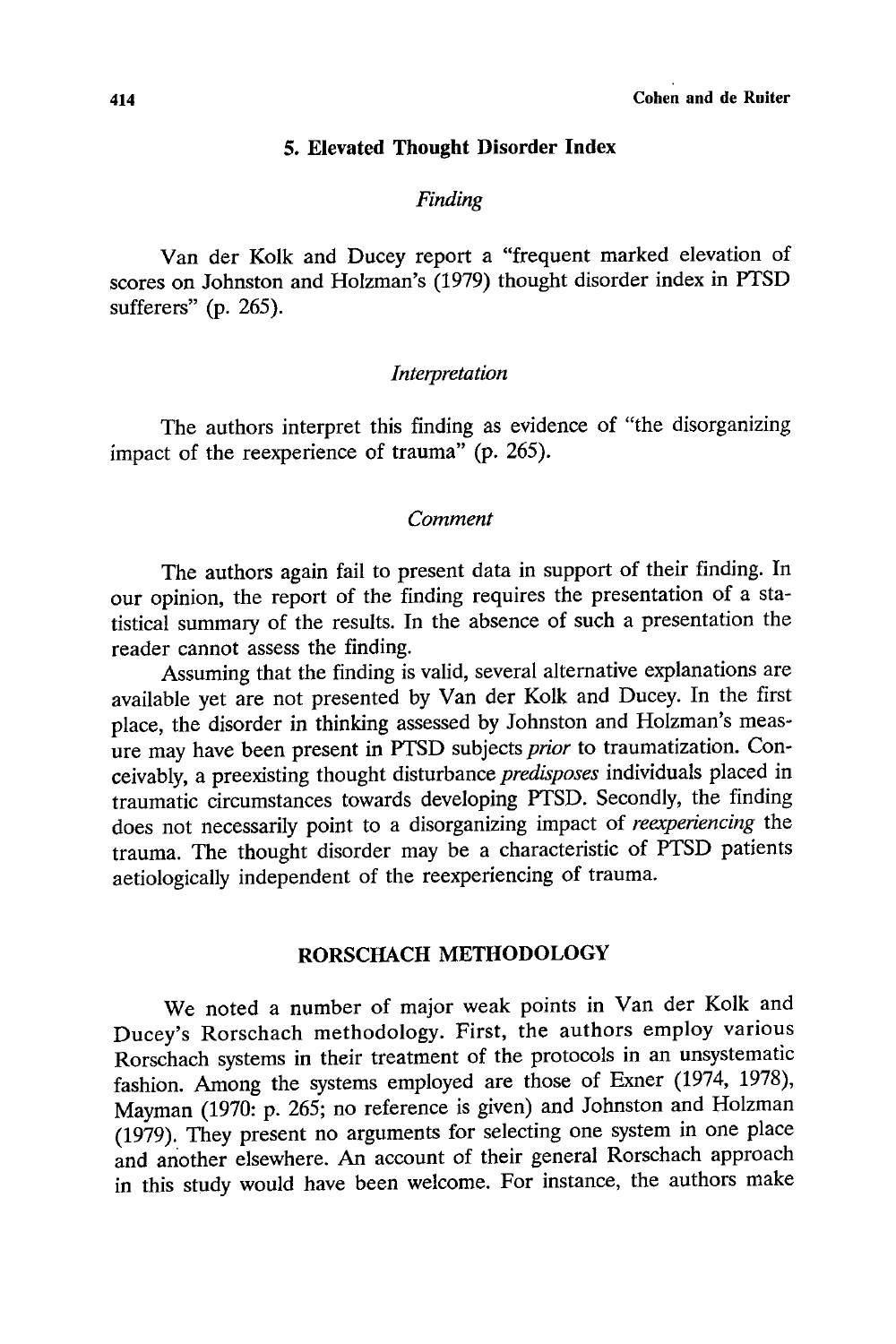### 5. Elevated Thought Disorder Index

#### *Finding*

Van der Kolk and Ducey report a "frequent marked elevation of scores on Johnston and Holzman's (1979) thought disorder index in PTSD sufferers" (p. 265).

#### *Interpretation*

The authors interpret this finding as evidence of "the disorganizing impact of the reexperience of trauma" (p. 265).

#### *Comment*

The authors again fail to present data in support of their finding. In our opinion, the report of the finding requires the presentation of a statistical summary of the results. In the absence of such a presentation the reader cannot assess the finding.

Assuming that the finding is valid, several alternative explanations are available yet are not presented by Van der Kolk and Ducey. In the first place, the disorder in thinking assessed by Johnston and Holzman's measure may have been present in PTSD subjects *prior* to traumatization. Conceivably, a preexisting thought disturbance *predisposes* individuals placed in traumatic circumstances towards developing PTSD. Secondly, the finding does not necessarily point to a disorganizing impact of *reexperiencing* the trauma. The thought disorder may be a characteristic of PTSD patients aetiologically independent of the reexperiencing of trauma.

## RORSCHACH METHODOLOGY

We noted a number of major weak points in Van der Kolk and Ducey's Rorschach methodology. First, the authors employ various Rorschach systems in their treatment of the protocols in an unsystematic fashion. Among the systems employed are those of Exner (1974, 1978), Mayman (1970: p. 265; no reference is given) and Johnston and Holzman (1979). They present no arguments for selecting one system in one place and another elsewhere. An account of their general Rorschach approach in this study would have been welcome. For instance, the authors make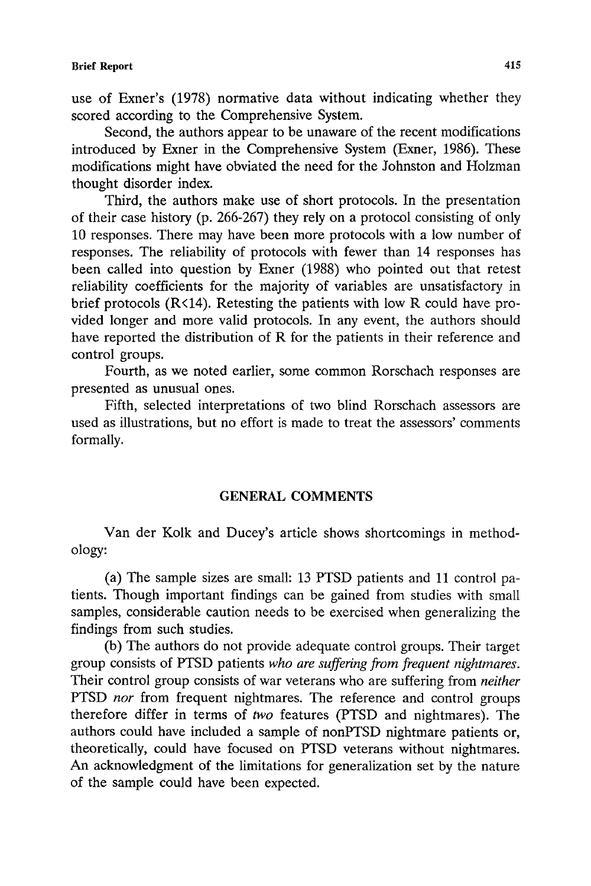use of Exner's (1978) normative data without indicating whether they scored according to the Comprehensive System.

Second, the authors appear to be unaware of the recent modifications introduced by Exner in the Comprehensive System (Exner, 1986). These modifications might have obviated the need for the Johnston and Holzman thought disorder index.

Third, the authors make use of short protocols. In the presentation of their case history (p. 266-267) they rely on a protocol consisting of only 10 responses. There may have been more protocols with a low number of responses. The reliability of protocols with fewer than 14 responses has been called into question by Exner (1988) who pointed out that retest reliability coefficients for the majority of variables are unsatisfactory in brief protocols (R<14). Retesting the patients with low R could have provided longer and more valid protocols. In any event, the authors should have reported the distribution of R for the patients in their reference and control groups.

Fourth, as we noted earlier, some common Rorschach responses are presented as unusual ones.

Fifth, selected interpretations of two blind Rorschach assessors are used as illustrations, but no effort is made to treat the assessors' comments formally.

## GENERAL COMMENTS

Van der Kolk and Ducey's article shows shortcomings in methodology:

(a) The sample sizes are small: 13 PTSD patients and 11 control patients. Though important findings can be gained from studies with small samples, considerable caution needs to be exercised when generalizing the findings from such studies.

(b) The authors do not provide adequate control groups. Their target group consists of PTSD patients *who are suffering from frequent nightmares*. Their control group consists of war veterans who are suffering from *neither* PTSD *nor* from frequent nightmares. The reference and control groups therefore differ in terms of *two* features (PTSD and nightmares). The authors could have included a sample of nonPTSD nightmare patients or, theoretically, could have focused on PTSD veterans without nightmares. An acknowledgment of the limitations for generalization set by the nature of the sample could have been expected.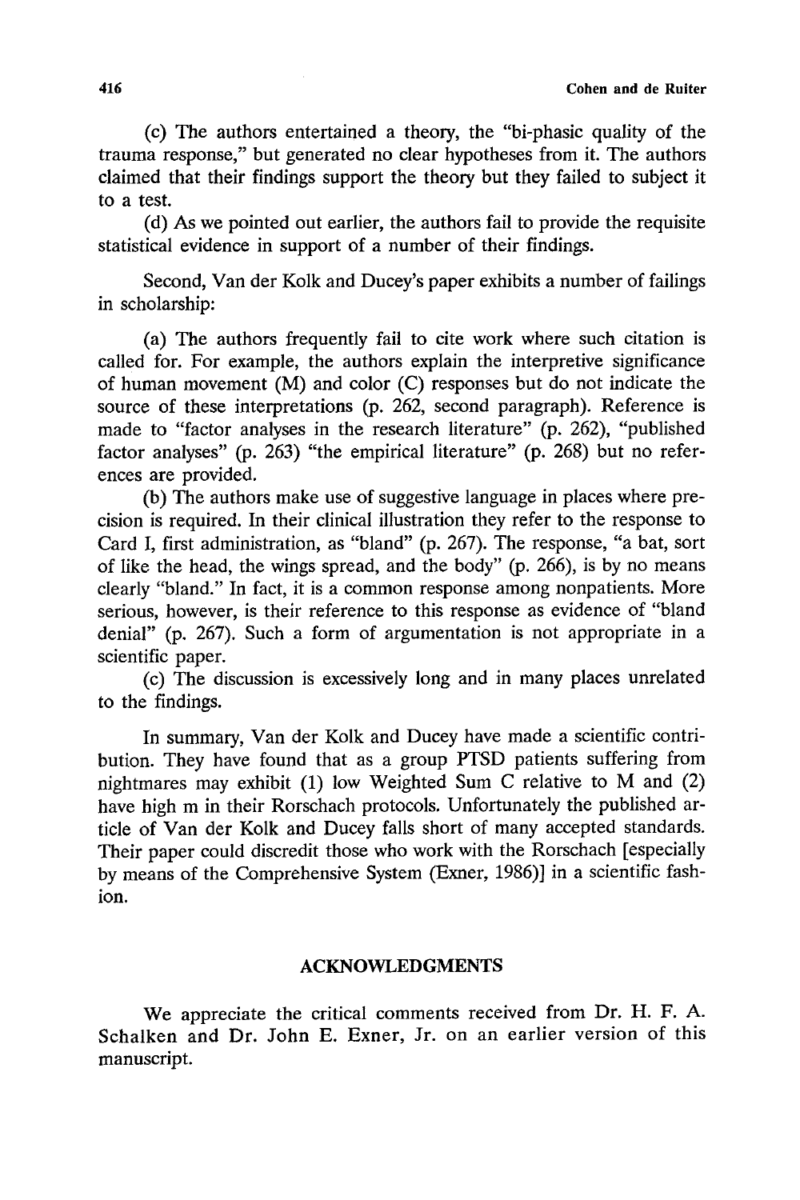(c) The authors entertained a theory, the "bi-phasic quality of the trauma response," but generated no clear hypotheses from it. The authors claimed that their findings support the theory but they failed to subject it to a test.

(d) As we pointed out earlier, the authors fail to provide the requisite statistical evidence in support of a number of their findings.

Second, Van der Kolk and Ducey's paper exhibits a number of failings in scholarship:

(a) The authors frequently fail to cite work where such citation is called for. For example, the authors explain the interpretive significance of human movement (M) and color (C) responses but do not indicate the source of these interpretations (p. 262, second paragraph). Reference is made to "factor analyses in the research literature" (p. 262), "published factor analyses" (p. 263) "the empirical literature" (p. 268) but no references are provided.

(b) The authors make use of suggestive language in places where precision is required. In their clinical illustration they refer to the response to Card I, first administration, as "bland" (p. 267). The response, "a bat, sort of like the head, the wings spread, and the body" (p. 266), is by no means clearly "bland." In fact, it is a common response among nonpatients. More serious, however, is their reference to this response as evidence of "bland denial" (p. 267). Such a form of argumentation is not appropriate in a scientific paper.

(c) The discussion is excessively long and in many places unrelated to the findings.

In summary, Van der Kolk and Ducey have made a scientific contribution. They have found that as a group PTSD patients suffering from nightmares may exhibit (1) low Weighted Sum C relative to M and (2) have high m in their Rorschach protocols. Unfortunately the published article of Van der Kolk and Ducey falls short of many accepted standards. Their paper could discredit those who work with the Rorschach [especially by means of the Comprehensive System (Exner, 1986)] in a scientific fashion.

## ACKNOWLEDGMENTS

We appreciate the critical comments received from Dr. H. F. A. Schalken and Dr. John E. Exner, Jr. on an earlier version of this manuscript.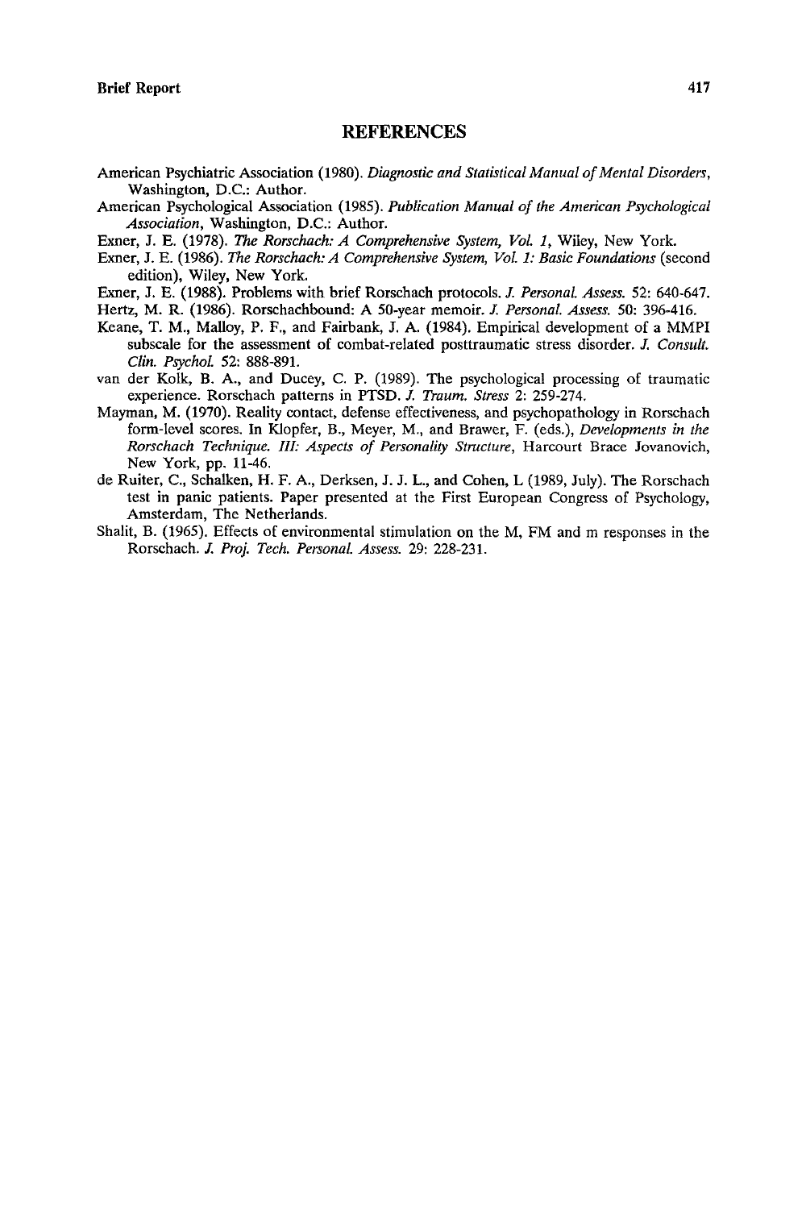## REFERENCES

American Psychiatric Association (1980). *Diagnostic and Statistical Manual of Mental Disorders*, Washington, D.C.: Author.

American Psychological Association (1985). *Publication Manual of the American Psychological Association*, Washington, D.C.: Author.

Exner, J. E. (1978). *The Rorschach: A Comprehensive System, Vol. 1*, Wiley, New York.

Exner, J. E. (1986). *The Rorschach: A Comprehensive System, Vol. 1: Basic Foundations* (second edition), Wiley, New York.

Exner, J. E. (1988). Problems with brief Rorschach protocols. *J. Personal. Assess.* 52: 640-647.

Hertz, M. R. (1986). Rorschachbound: A 50-year memoir. *J. Personal. Assess.* 50: 396-416.

Keane, T. M., Malloy, P. F., and Fairbank, J. A. (1984). Empirical development of a MMPI subscale for the assessment of combat-related posttraumatic stress disorder. *J. Consult. Clin. Psychol.* 52: 888-891.

van der Kolk, B. A., and Ducey, C. P. (1989). The psychological processing of traumatic experience. Rorschach patterns in PTSD. *J. Traum. Stress* 2: 259-274.

Mayman, M. (1970). Reality contact, defense effectiveness, and psychopathology in Rorschach form-level scores. In Klopfer, B., Meyer, M., and Brawer, F. (eds.), *Developments in the Rorschach Technique. III: Aspects of Personality Structure*, Harcourt Brace Jovanovich, New York, pp. 11-46.

de Ruiter, C., Schalken, H. F. A., Derksen, J. J. L., and Cohen, L (1989, July). The Rorschach test in panic patients. Paper presented at the First European Congress of Psychology, Amsterdam, The Netherlands.

Shalit, B. (1965). Effects of environmental stimulation on the M, FM and m responses in the Rorschach. *J. Proj. Tech. Personal. Assess.* 29: 228-231.